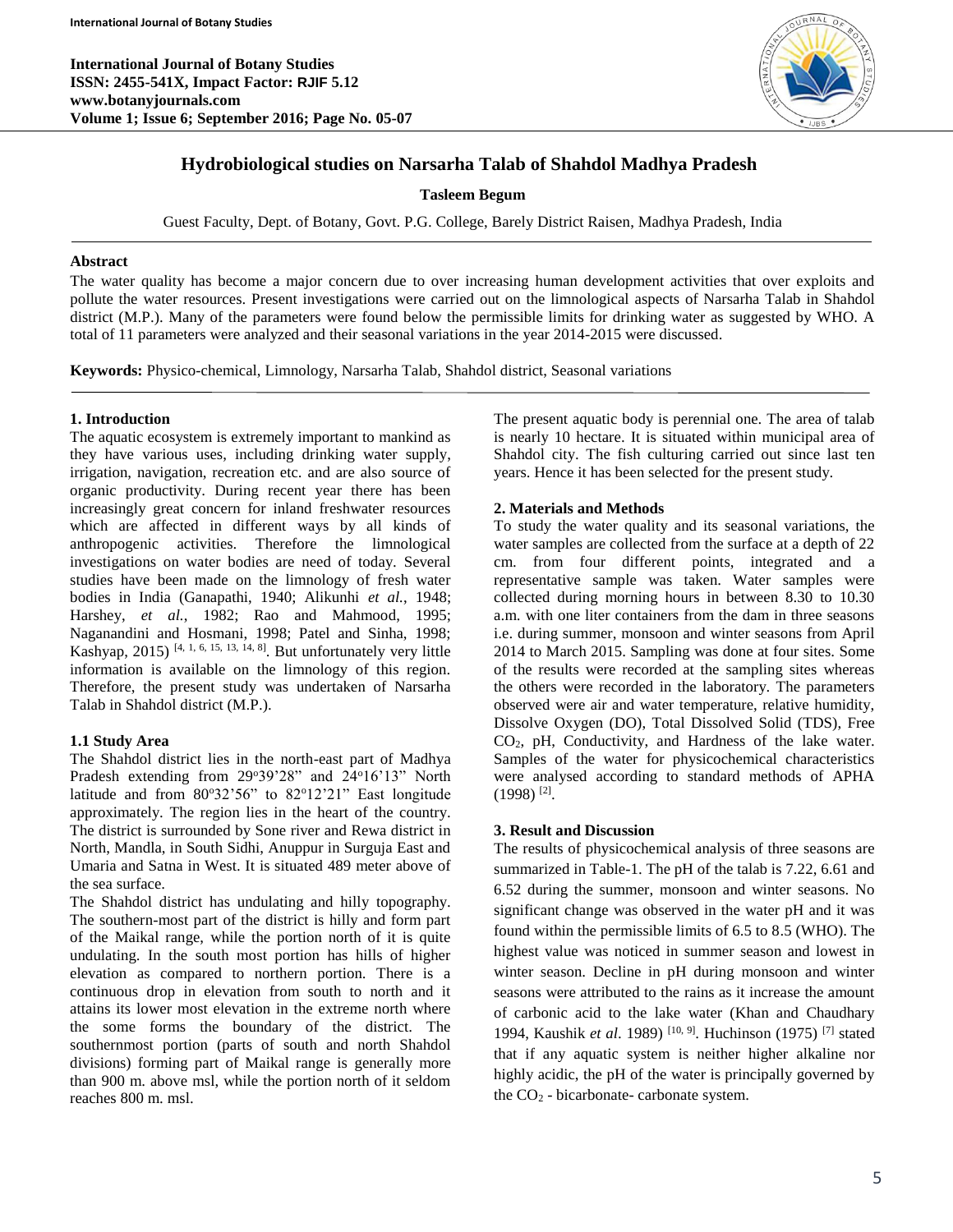# Hydrobiological studies on Narsarha Talab of Shahdol Madhya Pradesh

**Tasleem Begum**

Guest Faculty, Dept. of Botany, Govt. P.G. College, Barely District Raisen, Madhya Pradesh, India

## Abstract

The water quality has become a major concern due to over increasing human development activities that over exploits and pollute the water resources. Present investigations were carried out on the limnological aspects of Narsarha Talab in Shahdol district (M.P.). Many of the parameters were found below the permissible limits for drinking water as suggested by WHO. A total of 11 parameters were analyzed and their seasonal variations in the year 2014-2015 were discussed.

**Keywords:** Physico-chemical, Limnology, Narsarha Talab, Shahdol district, Seasonal variations

## 1. Introduction

The aquatic ecosystem is extremely important to mankind as they have various uses, including drinking water supply, irrigation, navigation, recreation etc. and are also source of organic productivity. During recent year there has been increasingly great concern for inland freshwater resources which are affected in different ways by all kinds of anthropogenic activities. Therefore the limnological investigations on water bodies are need of today. Several studies have been made on the limnology of fresh water bodies in India (Ganapathi, 1940; Alikunhi *et al.*, 1948; Harshey, *et al.*, 1982; Rao and Mahmood, 1995; Naganandini and Hosmani, 1998; Patel and Sinha, 1998; Kashyap, 2015) [4, 1, 6, 15, 13, 14, 8]. But unfortunately very little information is available on the limnology of this region. Therefore, the present study was undertaken of Narsarha Talab in Shahdol district (M.P.).

### 1.1 Study Area

The Shahdol district lies in the north-east part of Madhya Pradesh extending from 29°39'28" and 24°16'13" North latitude and from 80°32'56" to 82°12'21" East longitude approximately. The region lies in the heart of the country. The district is surrounded by Sone river and Rewa district in North, Mandla, in South Sidhi, Anuppur in Surguja East and Umaria and Satna in West. It is situated 489 meter above of the sea surface.

The Shahdol district has undulating and hilly topography. The southern-most part of the district is hilly and form part of the Maikal range, while the portion north of it is quite undulating. In the south most portion has hills of higher elevation as compared to northern portion. There is a continuous drop in elevation from south to north and it attains its lower most elevation in the extreme north where the some forms the boundary of the district. The southernmost portion (parts of south and north Shahdol divisions) forming part of Maikal range is generally more than 900 m. above msl, while the portion north of it seldom reaches 800 m. msl.

The present aquatic body is perennial one. The area of talab is nearly 10 hectare. It is situated within municipal area of Shahdol city. The fish culturing carried out since last ten years. Hence it has been selected for the present study.

## 2. Materials and Methods

To study the water quality and its seasonal variations, the water samples are collected from the surface at a depth of 22 cm. from four different points, integrated and a representative sample was taken. Water samples were collected during morning hours in between 8.30 to 10.30 a.m. with one liter containers from the dam in three seasons i.e. during summer, monsoon and winter seasons from April 2014 to March 2015. Sampling was done at four sites. Some of the results were recorded at the sampling sites whereas the others were recorded in the laboratory. The parameters observed were air and water temperature, relative humidity, Dissolve Oxygen (DO), Total Dissolved Solid (TDS), Free $CO_2$, pH, Conductivity, and Hardness of the lake water. Samples of the water for physicochemical characteristics were analysed according to standard methods of APHA (1998) [2].

## 3. Result and Discussion

The results of physicochemical analysis of three seasons are summarized in Table-1. The pH of the talab is 7.22, 6.61 and 6.52 during the summer, monsoon and winter seasons. No significant change was observed in the water pH and it was found within the permissible limits of 6.5 to 8.5 (WHO). The highest value was noticed in summer season and lowest in winter season. Decline in pH during monsoon and winter seasons were attributed to the rains as it increase the amount of carbonic acid to the lake water (Khan and Chaudhary 1994, Kaushik *et al*. 1989) [10, 9]. Huchinson (1975) [7] stated that if any aquatic system is neither higher alkaline nor highly acidic, the pH of the water is principally governed by the $CO_2$ - bicarbonate- carbonate system.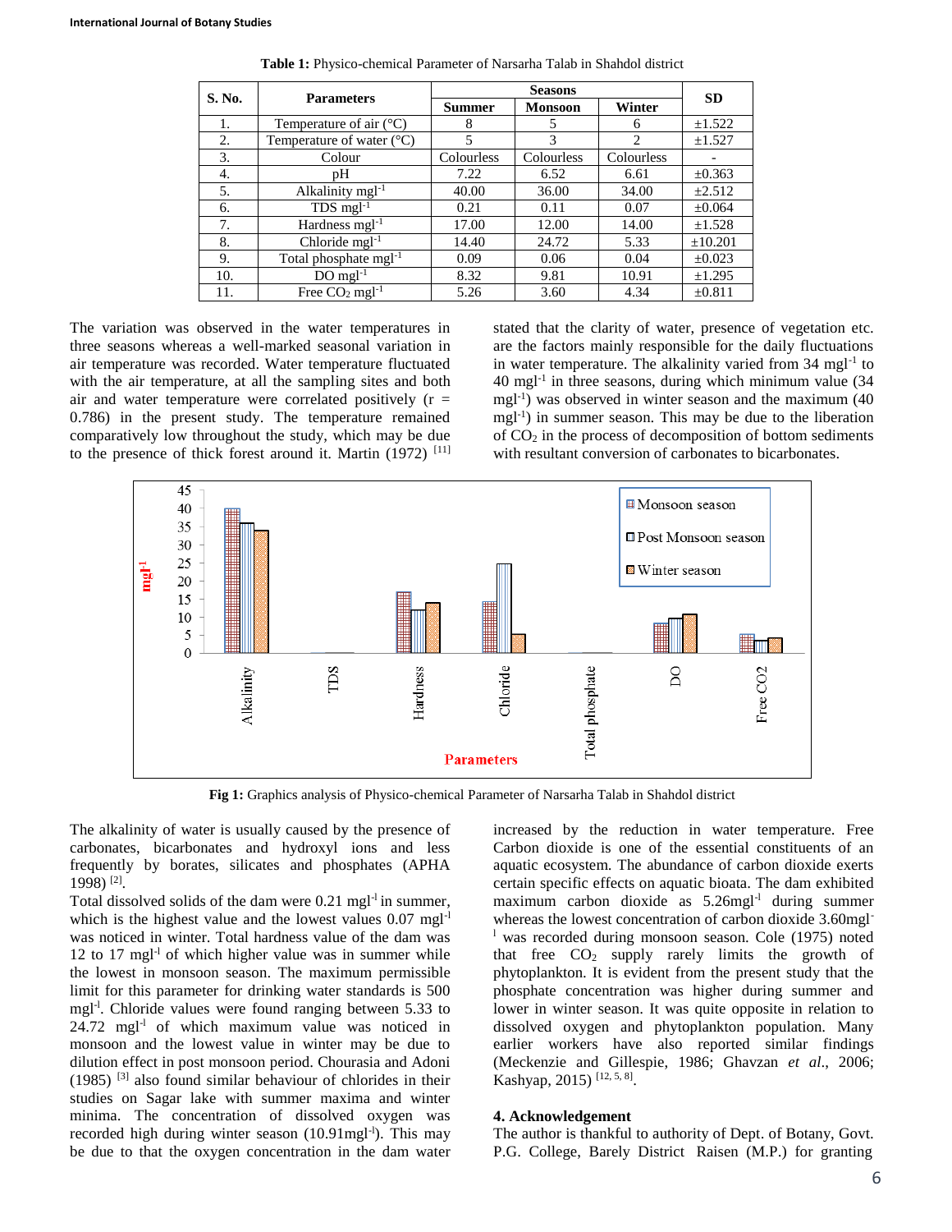**Table 1:** Physico-chemical Parameter of Narsarha Talab in Shahdol district

| S. No. | Parameters | Seasons | | | SD |
|---|---|---|---|---|---|
| | | Summer | Monsoon | Winter | |
| 1. | Temperature of air (°C) | 8 | 5 | 6 | ±1.522 |
| 2. | Temperature of water (°C) | 5 | 3 | 2 | ±1.527 |
| 3. | Colour | Colourless | Colourless | Colourless | - |
| 4. | pH | 7.22 | 6.52 | 6.61 | ±0.363 |
| 5. | Alkalinity $mgl^{-1}$ | 40.00 | 36.00 | 34.00 | ±2.512 |
| 6. | TDS $mgl^{-1}$ | 0.21 | 0.11 | 0.07 | ±0.064 |
| 7. | Hardness $mgl^{-1}$ | 17.00 | 12.00 | 14.00 | ±1.528 |
| 8. | Chloride $mgl^{-1}$ | 14.40 | 24.72 | 5.33 | ±10.201 |
| 9. | Total phosphate $mgl^{-1}$ | 0.09 | 0.06 | 0.04 | ±0.023 |
| 10. | DO $mgl^{-1}$ | 8.32 | 9.81 | 10.91 | ±1.295 |
| 11. | Free $CO_2$ $mgl^{-1}$ | 5.26 | 3.60 | 4.34 | ±0.811 |

The variation was observed in the water temperatures in three seasons whereas a well-marked seasonal variation in air temperature was recorded. Water temperature fluctuated with the air temperature, at all the sampling sites and both air and water temperature were correlated positively ($r = 0.786$) in the present study. The temperature remained comparatively low throughout the study, which may be due to the presence of thick forest around it. Martin (1972) [11] stated that the clarity of water, presence of vegetation etc. are the factors mainly responsible for the daily fluctuations in water temperature. The alkalinity varied from 34 $mgl^{-1}$ to 40 $mgl^{-1}$ in three seasons, during which minimum value (34 $mgl^{-1}$) was observed in winter season and the maximum (40 $mgl^{-1}$) in summer season. This may be due to the liberation of $CO_2$ in the process of decomposition of bottom sediments with resultant conversion of carbonates to bicarbonates.

**Fig 1:** Graphics analysis of Physico-chemical Parameter of Narsarha Talab in Shahdol district

The alkalinity of water is usually caused by the presence of carbonates, bicarbonates and hydroxyl ions and less frequently by borates, silicates and phosphates (APHA 1998) [2].

Total dissolved solids of the dam were 0.21 $mgl^{-l}$ in summer, which is the highest value and the lowest values 0.07 $mgl^{-l}$ was noticed in winter. Total hardness value of the dam was 12 to 17 $mgl^{-l}$ of which higher value was in summer while the lowest in monsoon season. The maximum permissible limit for this parameter for drinking water standards is 500 $mgl^{-l}$. Chloride values were found ranging between 5.33 to 24.72 $mgl^{-l}$ of which maximum value was noticed in monsoon and the lowest value in winter may be due to dilution effect in post monsoon period. Chourasia and Adoni (1985) [3] also found similar behaviour of chlorides in their studies on Sagar lake with summer maxima and winter minima. The concentration of dissolved oxygen was recorded high during winter season (10.91$mgl^{-l}$). This may be due to that the oxygen concentration in the dam water increased by the reduction in water temperature. Free Carbon dioxide is one of the essential constituents of an aquatic ecosystem. The abundance of carbon dioxide exerts certain specific effects on aquatic bioata. The dam exhibited maximum carbon dioxide as 5.26$mgl^{-l}$ during summer whereas the lowest concentration of carbon dioxide 3.60$mgl^{-l}$ was recorded during monsoon season. Cole (1975) noted that free $CO_2$ supply rarely limits the growth of phytoplankton. It is evident from the present study that the phosphate concentration was higher during summer and lower in winter season. It was quite opposite in relation to dissolved oxygen and phytoplankton population. Many earlier workers have also reported similar findings (Meckenzie and Gillespie, 1986; Ghavzan *et al*., 2006; Kashyap, 2015) [12, 5, 8].

## 4. Acknowledgement

The author is thankful to authority of Dept. of Botany, Govt. P.G. College, Barely District Raisen (M.P.) for granting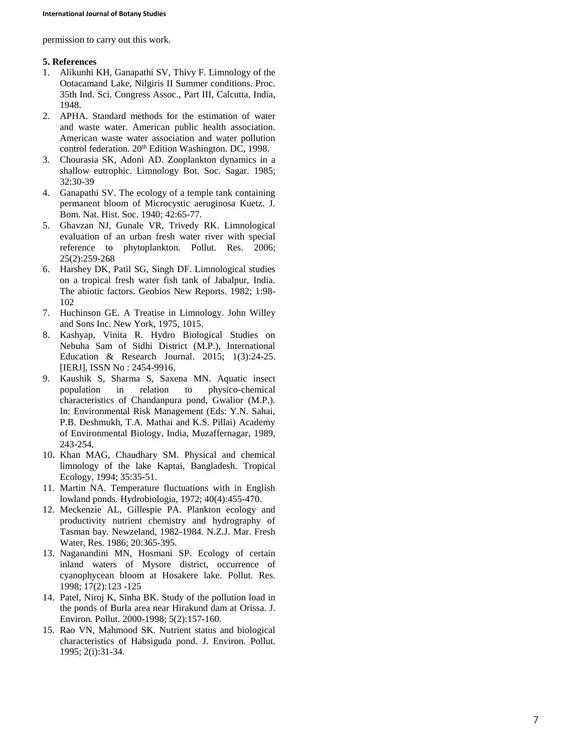permission to carry out this work.

**5. References**

1. Alikunhi KH, Ganapathi SV, Thivy F. Limnology of the Ootacamand Lake, Nilgiris II Summer conditions. Proc. 35th Ind. Sci. Congress Assoc., Part III, Calcutta, India, 1948.
2. APHA. Standard methods for the estimation of water and waste water. American public health association. American waste water association and water pollution control federation. 20th Edition Washington. DC, 1998.
3. Chourasia SK, Adoni AD. Zooplankton dynamics in a shallow eutrophic. Limnology Bot. Soc. Sagar. 1985; 32:30-39
4. Ganapathi SV. The ecology of a temple tank containing permanent bloom of Microcystic aeruginosa Kuetz. J. Bom. Nat. Hist. Soc. 1940; 42:65-77.
5. Ghavzan NJ, Gunale VR, Trivedy RK. Limnological evaluation of an urban fresh water river with special reference to phytoplankton. Pollut. Res. 2006; 25(2):259-268
6. Harshey DK, Patil SG, Singh DF. Limnological studies on a tropical fresh water fish tank of Jabalpur, India. The abiotic factors. Geobios New Reports. 1982; 1:98-102
7. Huchinson GE. A Treatise in Limnology. John Willey and Sons Inc. New York, 1975, 1015.
8. Kashyap, Vinita R. Hydro Biological Studies on Nebuha Sam of Sidhi District (M.P.), International Education & Research Journal. 2015; 1(3):24-25. [IERJ], ISSN No : 2454-9916,
9. Kaushik S, Sharma S, Saxena MN. Aquatic insect population in relation to physico-chemical characteristics of Chandanpura pond, Gwalior (M.P.). In: Environmental Risk Management (Eds: Y.N. Sahai, P.B. Deshmukh, T.A. Mathai and K.S. Pillai) Academy of Environmental Biology, India, Muzaffernagar, 1989, 243-254.
10. Khan MAG, Chaudhary SM. Physical and chemical limnology of the lake Kaptai, Bangladesh. Tropical Ecology, 1994; 35:35-51.
11. Martin NA. Temperature fluctuations with in English lowland ponds. Hydrobiologia, 1972; 40(4):455-470.
12. Meckenzie AL, Gillespie PA. Plankton ecology and productivity nutrient chemistry and hydrography of Tasman bay. Newzeland, 1982-1984. N.Z.J. Mar. Fresh Water, Res. 1986; 20:365-395.
13. Naganandini MN, Hosmani SP. Ecology of certain inland waters of Mysore district, occurrence of cyanophycean bloom at Hosakere lake. Pollut. Res. 1998; 17(2):123 -125
14. Patel, Niroj K, Sinha BK. Study of the pollution load in the ponds of Burla area near Hirakund dam at Orissa. J. Environ. Pollut. 2000-1998; 5(2):157-160.
15. Rao VN, Mahmood SK. Nutrient status and biological characteristics of Habsiguda pond. J. Environ. Pollut. 1995; 2(i):31-34.